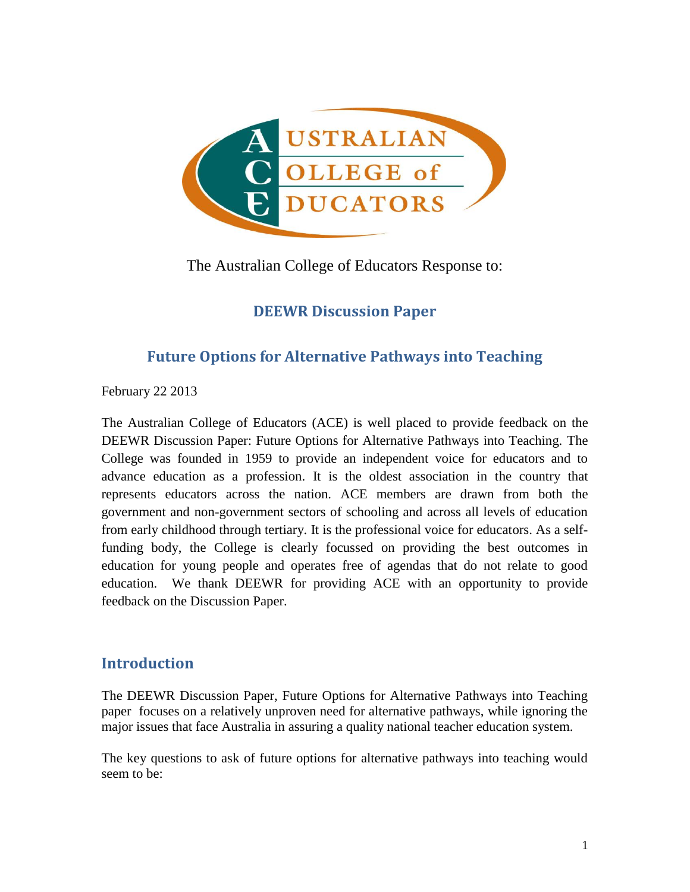The Australian College of Educators Response to:

## DEEWR Discussion Paper

## Future Options for Alternative Pathways into Teaching

February 22 2013

The Australian College of Educators (ACE) is well placed to provide feedback on the DEEWR Discussion Paper: Future Options for Alternative Pathways into Teaching. The College was founded in 1959 to provide an independent voice for educators and to advance education as a profession. It is the oldest association in the country that represents educators across the nation. ACE members are drawn from both the government and non-government sectors of schooling and across all levels of education from early childhood through tertiary. It is the professional voice for educators. As a self-funding body, the College is clearly focussed on providing the best outcomes in education for young people and operates free of agendas that do not relate to good education. We thank DEEWR for providing ACE with an opportunity to provide feedback on the Discussion Paper.

## Introduction

The DEEWR Discussion Paper, Future Options for Alternative Pathways into Teaching paper focuses on a relatively unproven need for alternative pathways, while ignoring the major issues that face Australia in assuring a quality national teacher education system.

The key questions to ask of future options for alternative pathways into teaching would seem to be: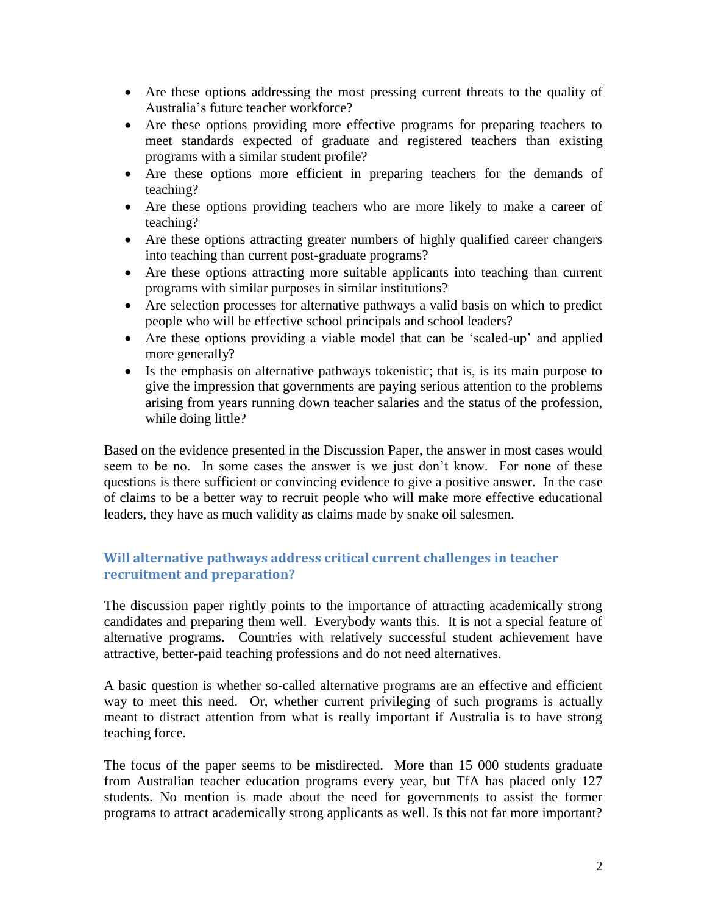- Are these options addressing the most pressing current threats to the quality of Australia's future teacher workforce?
- Are these options providing more effective programs for preparing teachers to meet standards expected of graduate and registered teachers than existing programs with a similar student profile?
- Are these options more efficient in preparing teachers for the demands of teaching?
- Are these options providing teachers who are more likely to make a career of teaching?
- Are these options attracting greater numbers of highly qualified career changers into teaching than current post-graduate programs?
- Are these options attracting more suitable applicants into teaching than current programs with similar purposes in similar institutions?
- Are selection processes for alternative pathways a valid basis on which to predict people who will be effective school principals and school leaders?
- Are these options providing a viable model that can be 'scaled-up' and applied more generally?
- Is the emphasis on alternative pathways tokenistic; that is, is its main purpose to give the impression that governments are paying serious attention to the problems arising from years running down teacher salaries and the status of the profession, while doing little?

Based on the evidence presented in the Discussion Paper, the answer in most cases would seem to be no. In some cases the answer is we just don't know. For none of these questions is there sufficient or convincing evidence to give a positive answer. In the case of claims to be a better way to recruit people who will make more effective educational leaders, they have as much validity as claims made by snake oil salesmen.

### Will alternative pathways address critical current challenges in teacher recruitment and preparation?

The discussion paper rightly points to the importance of attracting academically strong candidates and preparing them well. Everybody wants this. It is not a special feature of alternative programs. Countries with relatively successful student achievement have attractive, better-paid teaching professions and do not need alternatives.

A basic question is whether so-called alternative programs are an effective and efficient way to meet this need. Or, whether current privileging of such programs is actually meant to distract attention from what is really important if Australia is to have strong teaching force.

The focus of the paper seems to be misdirected. More than 15 000 students graduate from Australian teacher education programs every year, but TfA has placed only 127 students. No mention is made about the need for governments to assist the former programs to attract academically strong applicants as well. Is this not far more important?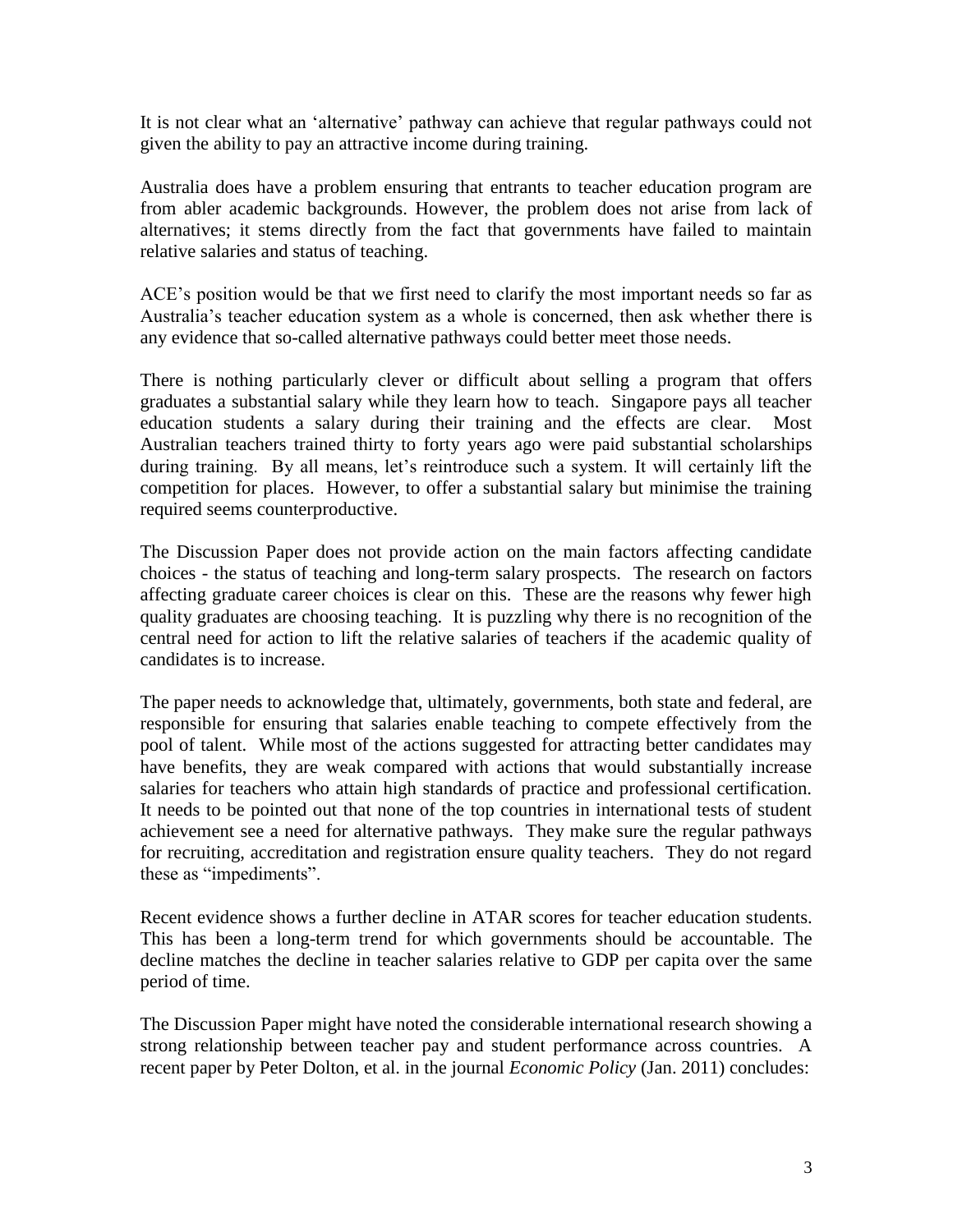It is not clear what an 'alternative' pathway can achieve that regular pathways could not given the ability to pay an attractive income during training.

Australia does have a problem ensuring that entrants to teacher education program are from abler academic backgrounds. However, the problem does not arise from lack of alternatives; it stems directly from the fact that governments have failed to maintain relative salaries and status of teaching.

ACE's position would be that we first need to clarify the most important needs so far as Australia's teacher education system as a whole is concerned, then ask whether there is any evidence that so-called alternative pathways could better meet those needs.

There is nothing particularly clever or difficult about selling a program that offers graduates a substantial salary while they learn how to teach. Singapore pays all teacher education students a salary during their training and the effects are clear. Most Australian teachers trained thirty to forty years ago were paid substantial scholarships during training. By all means, let's reintroduce such a system. It will certainly lift the competition for places. However, to offer a substantial salary but minimise the training required seems counterproductive.

The Discussion Paper does not provide action on the main factors affecting candidate choices - the status of teaching and long-term salary prospects. The research on factors affecting graduate career choices is clear on this. These are the reasons why fewer high quality graduates are choosing teaching. It is puzzling why there is no recognition of the central need for action to lift the relative salaries of teachers if the academic quality of candidates is to increase.

The paper needs to acknowledge that, ultimately, governments, both state and federal, are responsible for ensuring that salaries enable teaching to compete effectively from the pool of talent. While most of the actions suggested for attracting better candidates may have benefits, they are weak compared with actions that would substantially increase salaries for teachers who attain high standards of practice and professional certification. It needs to be pointed out that none of the top countries in international tests of student achievement see a need for alternative pathways. They make sure the regular pathways for recruiting, accreditation and registration ensure quality teachers. They do not regard these as "impediments".

Recent evidence shows a further decline in ATAR scores for teacher education students. This has been a long-term trend for which governments should be accountable. The decline matches the decline in teacher salaries relative to GDP per capita over the same period of time.

The Discussion Paper might have noted the considerable international research showing a strong relationship between teacher pay and student performance across countries. A recent paper by Peter Dolton, et al. in the journal *Economic Policy* (Jan. 2011) concludes: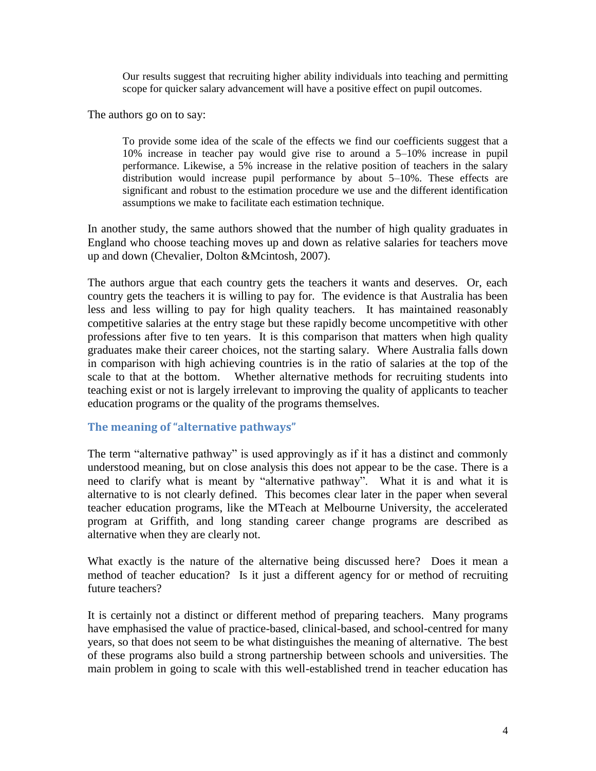> Our results suggest that recruiting higher ability individuals into teaching and permitting scope for quicker salary advancement will have a positive effect on pupil outcomes.

The authors go on to say:

> To provide some idea of the scale of the effects we find our coefficients suggest that a 10% increase in teacher pay would give rise to around a 5–10% increase in pupil performance. Likewise, a 5% increase in the relative position of teachers in the salary distribution would increase pupil performance by about 5–10%. These effects are significant and robust to the estimation procedure we use and the different identification assumptions we make to facilitate each estimation technique.

In another study, the same authors showed that the number of high quality graduates in England who choose teaching moves up and down as relative salaries for teachers move up and down (Chevalier, Dolton &Mcintosh, 2007).

The authors argue that each country gets the teachers it wants and deserves. Or, each country gets the teachers it is willing to pay for. The evidence is that Australia has been less and less willing to pay for high quality teachers. It has maintained reasonably competitive salaries at the entry stage but these rapidly become uncompetitive with other professions after five to ten years. It is this comparison that matters when high quality graduates make their career choices, not the starting salary. Where Australia falls down in comparison with high achieving countries is in the ratio of salaries at the top of the scale to that at the bottom. Whether alternative methods for recruiting students into teaching exist or not is largely irrelevant to improving the quality of applicants to teacher education programs or the quality of the programs themselves.

### The meaning of "alternative pathways"

The term "alternative pathway" is used approvingly as if it has a distinct and commonly understood meaning, but on close analysis this does not appear to be the case. There is a need to clarify what is meant by "alternative pathway". What it is and what it is alternative to is not clearly defined. This becomes clear later in the paper when several teacher education programs, like the MTeach at Melbourne University, the accelerated program at Griffith, and long standing career change programs are described as alternative when they are clearly not.

What exactly is the nature of the alternative being discussed here? Does it mean a method of teacher education? Is it just a different agency for or method of recruiting future teachers?

It is certainly not a distinct or different method of preparing teachers. Many programs have emphasised the value of practice-based, clinical-based, and school-centred for many years, so that does not seem to be what distinguishes the meaning of alternative. The best of these programs also build a strong partnership between schools and universities. The main problem in going to scale with this well-established trend in teacher education has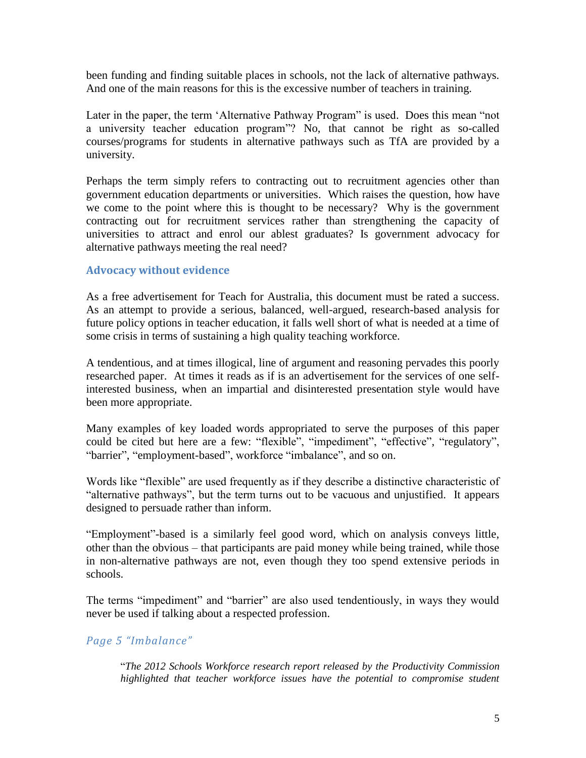been funding and finding suitable places in schools, not the lack of alternative pathways. And one of the main reasons for this is the excessive number of teachers in training.

Later in the paper, the term 'Alternative Pathway Program" is used. Does this mean "not a university teacher education program"? No, that cannot be right as so-called courses/programs for students in alternative pathways such as TfA are provided by a university.

Perhaps the term simply refers to contracting out to recruitment agencies other than government education departments or universities. Which raises the question, how have we come to the point where this is thought to be necessary? Why is the government contracting out for recruitment services rather than strengthening the capacity of universities to attract and enrol our ablest graduates? Is government advocacy for alternative pathways meeting the real need?

### Advocacy without evidence

As a free advertisement for Teach for Australia, this document must be rated a success. As an attempt to provide a serious, balanced, well-argued, research-based analysis for future policy options in teacher education, it falls well short of what is needed at a time of some crisis in terms of sustaining a high quality teaching workforce.

A tendentious, and at times illogical, line of argument and reasoning pervades this poorly researched paper. At times it reads as if is an advertisement for the services of one self-interested business, when an impartial and disinterested presentation style would have been more appropriate.

Many examples of key loaded words appropriated to serve the purposes of this paper could be cited but here are a few: "flexible", "impediment", "effective", "regulatory", "barrier", "employment-based", workforce "imbalance", and so on.

Words like "flexible" are used frequently as if they describe a distinctive characteristic of "alternative pathways", but the term turns out to be vacuous and unjustified. It appears designed to persuade rather than inform.

"Employment"-based is a similarly feel good word, which on analysis conveys little, other than the obvious – that participants are paid money while being trained, while those in non-alternative pathways are not, even though they too spend extensive periods in schools.

The terms "impediment" and "barrier" are also used tendentiously, in ways they would never be used if talking about a respected profession.

#### *Page 5 "Imbalance"*

> "*The 2012 Schools Workforce research report released by the Productivity Commission highlighted that teacher workforce issues have the potential to compromise student*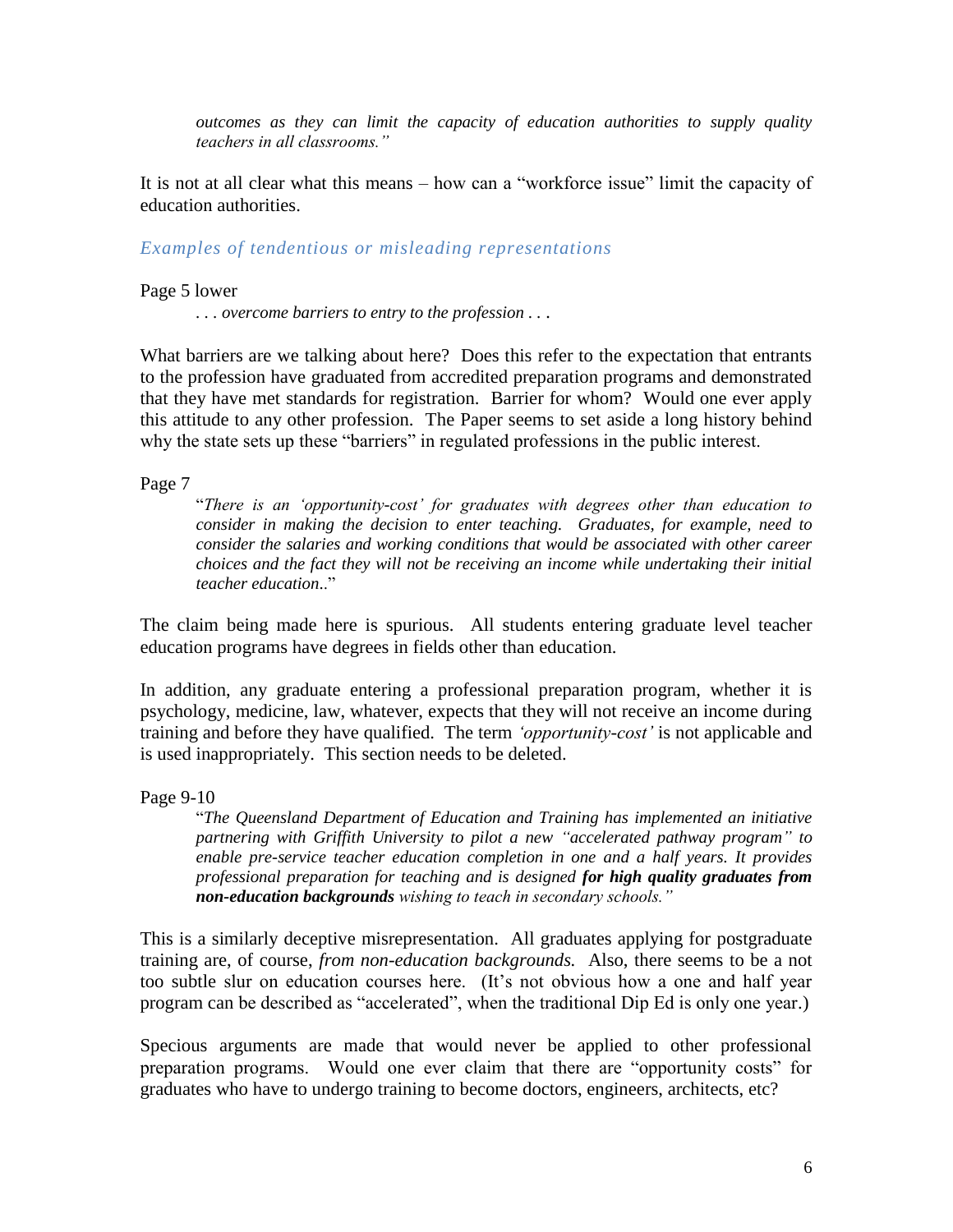> *outcomes as they can limit the capacity of education authorities to supply quality teachers in all classrooms."*

It is not at all clear what this means – how can a "workforce issue" limit the capacity of education authorities.

### *Examples of tendentious or misleading representations*

Page 5 lower

> *. . . overcome barriers to entry to the profession . . .*

What barriers are we talking about here? Does this refer to the expectation that entrants to the profession have graduated from accredited preparation programs and demonstrated that they have met standards for registration. Barrier for whom? Would one ever apply this attitude to any other profession. The Paper seems to set aside a long history behind why the state sets up these "barriers" in regulated professions in the public interest.

Page 7

> "*There is an 'opportunity-cost' for graduates with degrees other than education to consider in making the decision to enter teaching. Graduates, for example, need to consider the salaries and working conditions that would be associated with other career choices and the fact they will not be receiving an income while undertaking their initial teacher education*.."

The claim being made here is spurious. All students entering graduate level teacher education programs have degrees in fields other than education.

In addition, any graduate entering a professional preparation program, whether it is psychology, medicine, law, whatever, expects that they will not receive an income during training and before they have qualified. The term *'opportunity-cost'* is not applicable and is used inappropriately. This section needs to be deleted.

Page 9-10

> "*The Queensland Department of Education and Training has implemented an initiative partnering with Griffith University to pilot a new "accelerated pathway program" to enable pre-service teacher education completion in one and a half years. It provides professional preparation for teaching and is designed* ***for high quality graduates from non-education backgrounds*** *wishing to teach in secondary schools."*

This is a similarly deceptive misrepresentation. All graduates applying for postgraduate training are, of course, *from non-education backgrounds.* Also, there seems to be a not too subtle slur on education courses here. (It's not obvious how a one and half year program can be described as "accelerated", when the traditional Dip Ed is only one year.)

Specious arguments are made that would never be applied to other professional preparation programs. Would one ever claim that there are "opportunity costs" for graduates who have to undergo training to become doctors, engineers, architects, etc?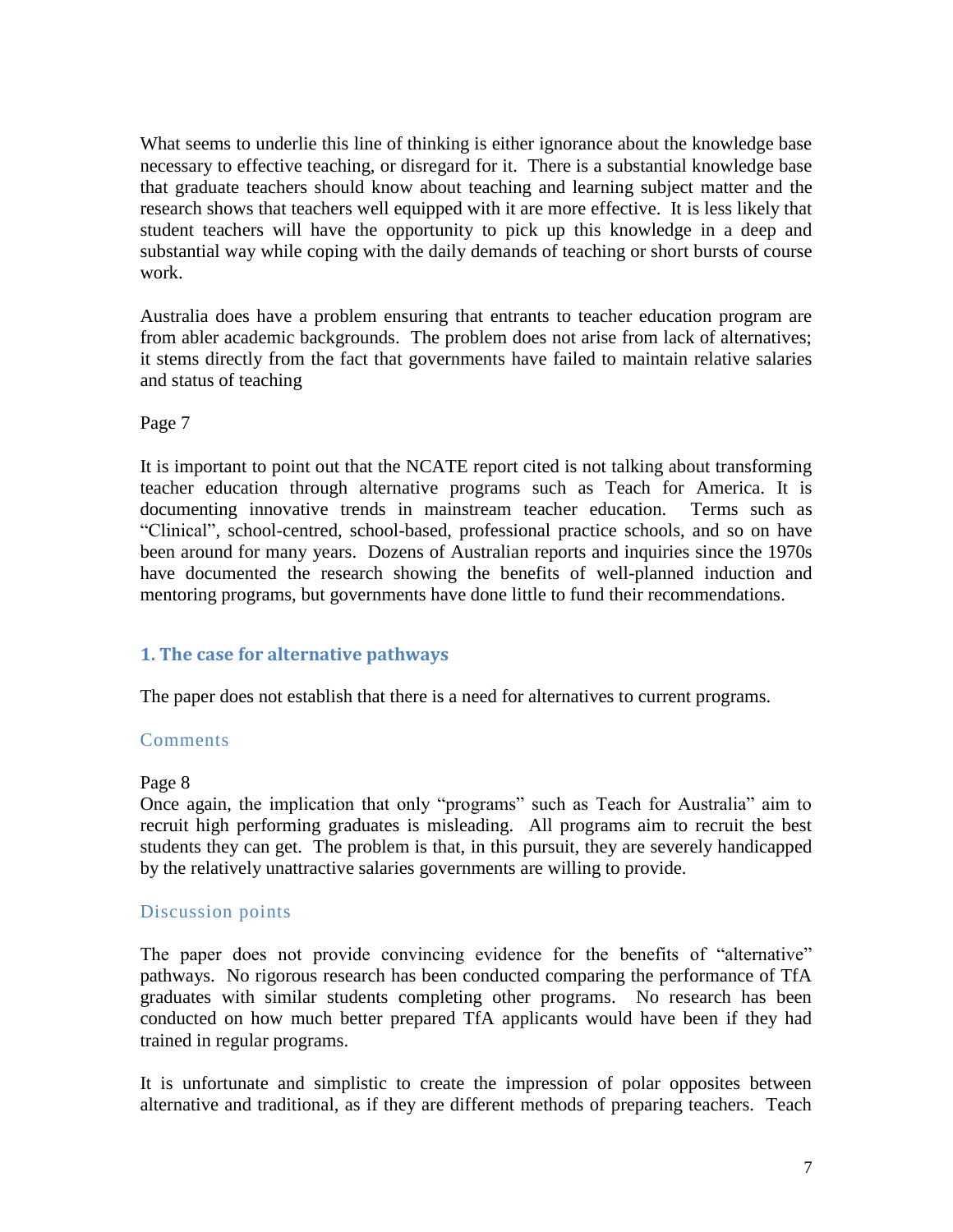What seems to underlie this line of thinking is either ignorance about the knowledge base necessary to effective teaching, or disregard for it. There is a substantial knowledge base that graduate teachers should know about teaching and learning subject matter and the research shows that teachers well equipped with it are more effective. It is less likely that student teachers will have the opportunity to pick up this knowledge in a deep and substantial way while coping with the daily demands of teaching or short bursts of course work.

Australia does have a problem ensuring that entrants to teacher education program are from abler academic backgrounds. The problem does not arise from lack of alternatives; it stems directly from the fact that governments have failed to maintain relative salaries and status of teaching

Page 7

It is important to point out that the NCATE report cited is not talking about transforming teacher education through alternative programs such as Teach for America. It is documenting innovative trends in mainstream teacher education. Terms such as "Clinical", school-centred, school-based, professional practice schools, and so on have been around for many years. Dozens of Australian reports and inquiries since the 1970s have documented the research showing the benefits of well-planned induction and mentoring programs, but governments have done little to fund their recommendations.

## 1. The case for alternative pathways

The paper does not establish that there is a need for alternatives to current programs.

### Comments

Page 8

Once again, the implication that only "programs" such as Teach for Australia" aim to recruit high performing graduates is misleading. All programs aim to recruit the best students they can get. The problem is that, in this pursuit, they are severely handicapped by the relatively unattractive salaries governments are willing to provide.

### Discussion points

The paper does not provide convincing evidence for the benefits of "alternative" pathways. No rigorous research has been conducted comparing the performance of TfA graduates with similar students completing other programs. No research has been conducted on how much better prepared TfA applicants would have been if they had trained in regular programs.

It is unfortunate and simplistic to create the impression of polar opposites between alternative and traditional, as if they are different methods of preparing teachers. Teach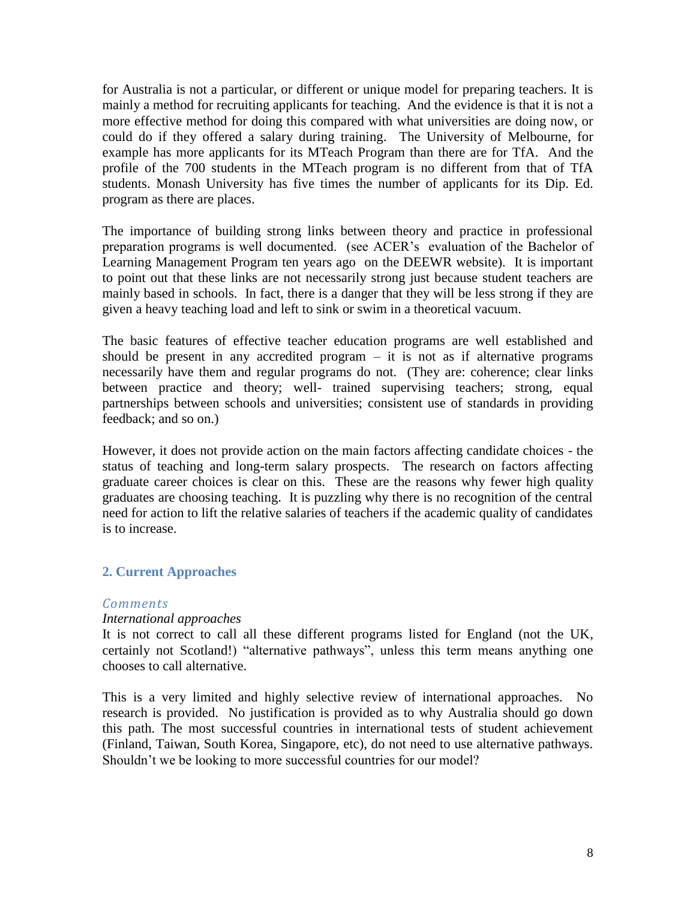for Australia is not a particular, or different or unique model for preparing teachers. It is mainly a method for recruiting applicants for teaching. And the evidence is that it is not a more effective method for doing this compared with what universities are doing now, or could do if they offered a salary during training. The University of Melbourne, for example has more applicants for its MTeach Program than there are for TfA. And the profile of the 700 students in the MTeach program is no different from that of TfA students. Monash University has five times the number of applicants for its Dip. Ed. program as there are places.

The importance of building strong links between theory and practice in professional preparation programs is well documented. (see ACER's evaluation of the Bachelor of Learning Management Program ten years ago on the DEEWR website). It is important to point out that these links are not necessarily strong just because student teachers are mainly based in schools. In fact, there is a danger that they will be less strong if they are given a heavy teaching load and left to sink or swim in a theoretical vacuum.

The basic features of effective teacher education programs are well established and should be present in any accredited program – it is not as if alternative programs necessarily have them and regular programs do not. (They are: coherence; clear links between practice and theory; well- trained supervising teachers; strong, equal partnerships between schools and universities; consistent use of standards in providing feedback; and so on.)

However, it does not provide action on the main factors affecting candidate choices - the status of teaching and long-term salary prospects. The research on factors affecting graduate career choices is clear on this. These are the reasons why fewer high quality graduates are choosing teaching. It is puzzling why there is no recognition of the central need for action to lift the relative salaries of teachers if the academic quality of candidates is to increase.

## 2. Current Approaches

### *Comments*

*International approaches*

It is not correct to call all these different programs listed for England (not the UK, certainly not Scotland!) "alternative pathways", unless this term means anything one chooses to call alternative.

This is a very limited and highly selective review of international approaches. No research is provided. No justification is provided as to why Australia should go down this path. The most successful countries in international tests of student achievement (Finland, Taiwan, South Korea, Singapore, etc), do not need to use alternative pathways. Shouldn't we be looking to more successful countries for our model?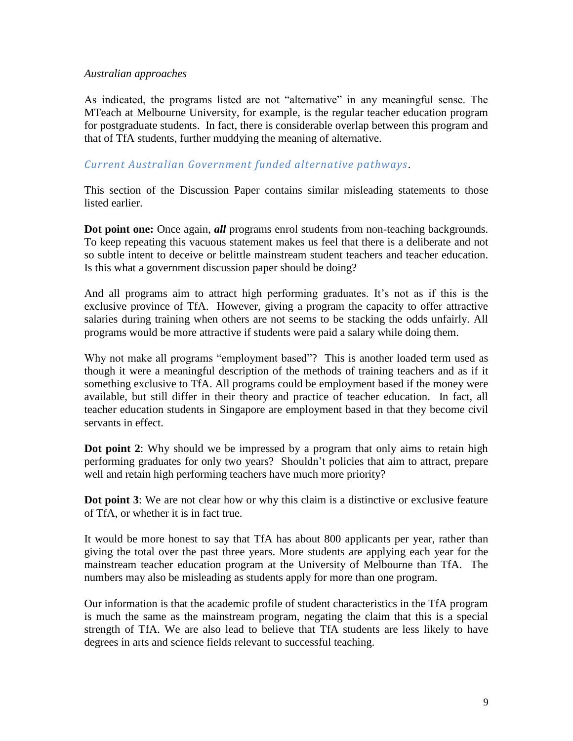*Australian approaches*

As indicated, the programs listed are not "alternative" in any meaningful sense. The MTeach at Melbourne University, for example, is the regular teacher education program for postgraduate students. In fact, there is considerable overlap between this program and that of TfA students, further muddying the meaning of alternative.

### *Current Australian Government funded alternative pathways*.

This section of the Discussion Paper contains similar misleading statements to those listed earlier.

**Dot point one:** Once again, ***all*** programs enrol students from non-teaching backgrounds. To keep repeating this vacuous statement makes us feel that there is a deliberate and not so subtle intent to deceive or belittle mainstream student teachers and teacher education. Is this what a government discussion paper should be doing?

And all programs aim to attract high performing graduates. It's not as if this is the exclusive province of TfA. However, giving a program the capacity to offer attractive salaries during training when others are not seems to be stacking the odds unfairly. All programs would be more attractive if students were paid a salary while doing them.

Why not make all programs "employment based"? This is another loaded term used as though it were a meaningful description of the methods of training teachers and as if it something exclusive to TfA. All programs could be employment based if the money were available, but still differ in their theory and practice of teacher education. In fact, all teacher education students in Singapore are employment based in that they become civil servants in effect.

**Dot point 2**: Why should we be impressed by a program that only aims to retain high performing graduates for only two years? Shouldn't policies that aim to attract, prepare well and retain high performing teachers have much more priority?

**Dot point 3**: We are not clear how or why this claim is a distinctive or exclusive feature of TfA, or whether it is in fact true.

It would be more honest to say that TfA has about 800 applicants per year, rather than giving the total over the past three years. More students are applying each year for the mainstream teacher education program at the University of Melbourne than TfA. The numbers may also be misleading as students apply for more than one program.

Our information is that the academic profile of student characteristics in the TfA program is much the same as the mainstream program, negating the claim that this is a special strength of TfA. We are also lead to believe that TfA students are less likely to have degrees in arts and science fields relevant to successful teaching.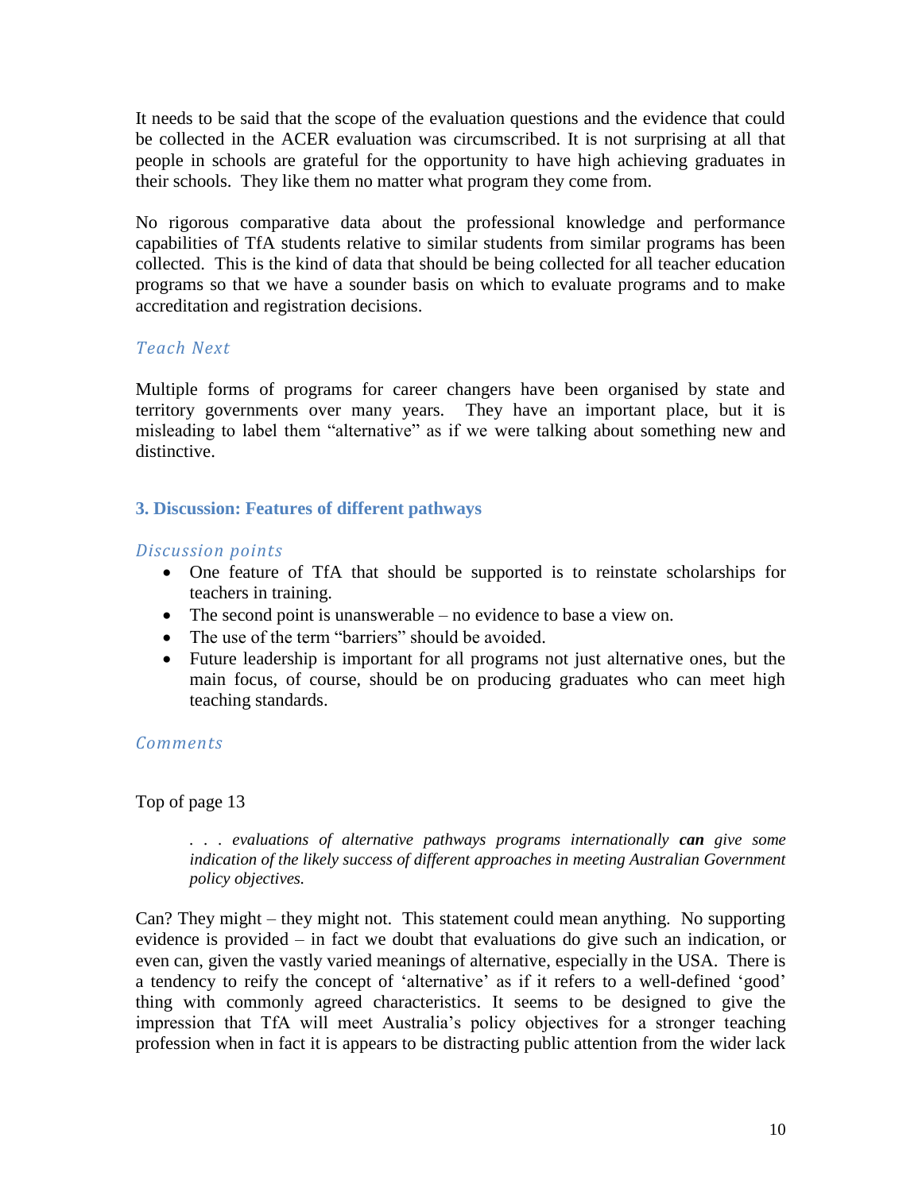It needs to be said that the scope of the evaluation questions and the evidence that could be collected in the ACER evaluation was circumscribed. It is not surprising at all that people in schools are grateful for the opportunity to have high achieving graduates in their schools. They like them no matter what program they come from.

No rigorous comparative data about the professional knowledge and performance capabilities of TfA students relative to similar students from similar programs has been collected. This is the kind of data that should be being collected for all teacher education programs so that we have a sounder basis on which to evaluate programs and to make accreditation and registration decisions.

### *Teach Next*

Multiple forms of programs for career changers have been organised by state and territory governments over many years. They have an important place, but it is misleading to label them "alternative" as if we were talking about something new and distinctive.

## 3. Discussion: Features of different pathways

### *Discussion points*

- One feature of TfA that should be supported is to reinstate scholarships for teachers in training.
- The second point is unanswerable – no evidence to base a view on.
- The use of the term "barriers" should be avoided.
- Future leadership is important for all programs not just alternative ones, but the main focus, of course, should be on producing graduates who can meet high teaching standards.

### *Comments*

Top of page 13

> *. . . evaluations of alternative pathways programs internationally* ***can*** *give some indication of the likely success of different approaches in meeting Australian Government policy objectives.*

Can? They might – they might not. This statement could mean anything. No supporting evidence is provided – in fact we doubt that evaluations do give such an indication, or even can, given the vastly varied meanings of alternative, especially in the USA. There is a tendency to reify the concept of 'alternative' as if it refers to a well-defined 'good' thing with commonly agreed characteristics. It seems to be designed to give the impression that TfA will meet Australia's policy objectives for a stronger teaching profession when in fact it is appears to be distracting public attention from the wider lack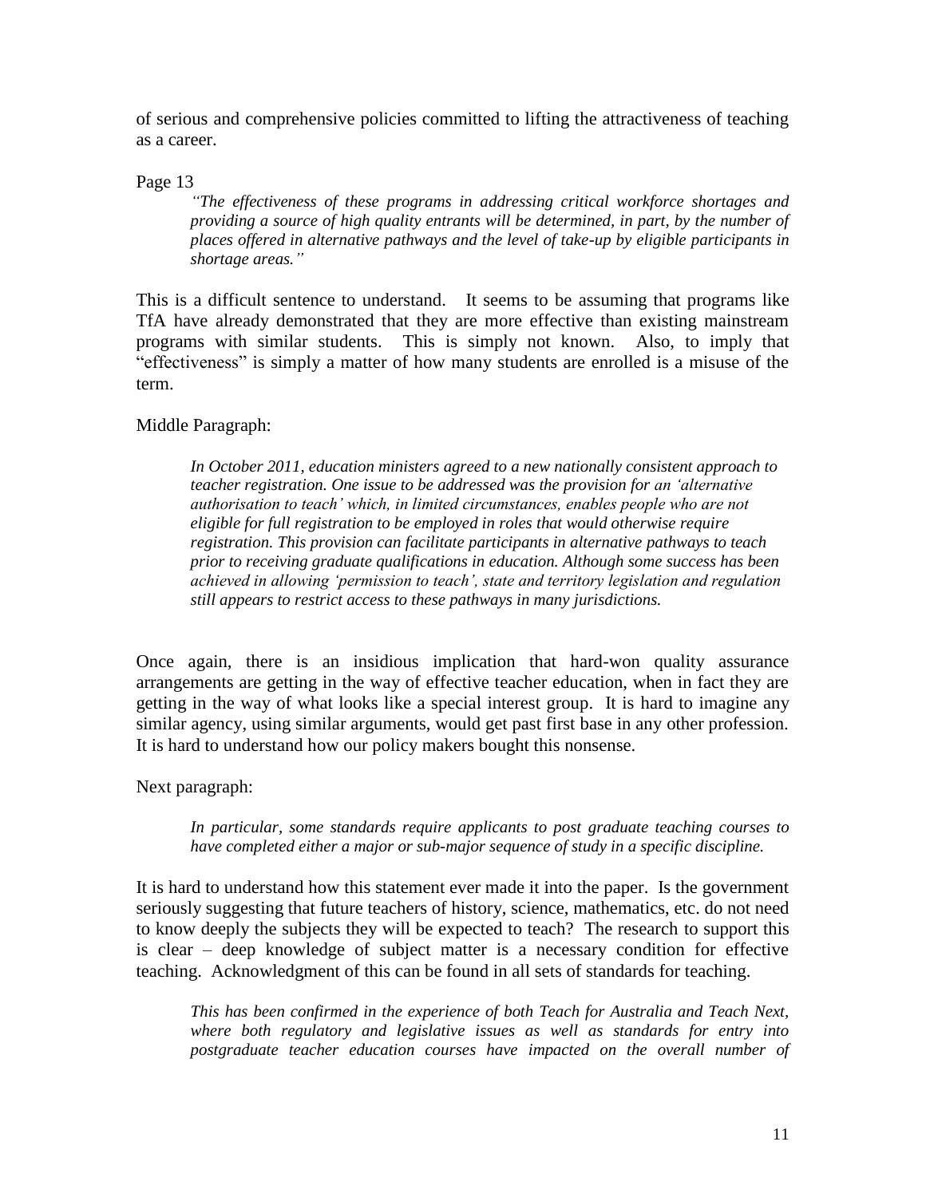of serious and comprehensive policies committed to lifting the attractiveness of teaching as a career.

Page 13

> *"The effectiveness of these programs in addressing critical workforce shortages and providing a source of high quality entrants will be determined, in part, by the number of places offered in alternative pathways and the level of take-up by eligible participants in shortage areas."*

This is a difficult sentence to understand. It seems to be assuming that programs like TfA have already demonstrated that they are more effective than existing mainstream programs with similar students. This is simply not known. Also, to imply that "effectiveness" is simply a matter of how many students are enrolled is a misuse of the term.

Middle Paragraph:

> *In October 2011, education ministers agreed to a new nationally consistent approach to teacher registration. One issue to be addressed was the provision for an 'alternative authorisation to teach' which, in limited circumstances, enables people who are not eligible for full registration to be employed in roles that would otherwise require registration. This provision can facilitate participants in alternative pathways to teach prior to receiving graduate qualifications in education. Although some success has been achieved in allowing 'permission to teach', state and territory legislation and regulation still appears to restrict access to these pathways in many jurisdictions.*

Once again, there is an insidious implication that hard-won quality assurance arrangements are getting in the way of effective teacher education, when in fact they are getting in the way of what looks like a special interest group. It is hard to imagine any similar agency, using similar arguments, would get past first base in any other profession. It is hard to understand how our policy makers bought this nonsense.

Next paragraph:

> *In particular, some standards require applicants to post graduate teaching courses to have completed either a major or sub-major sequence of study in a specific discipline.*

It is hard to understand how this statement ever made it into the paper. Is the government seriously suggesting that future teachers of history, science, mathematics, etc. do not need to know deeply the subjects they will be expected to teach? The research to support this is clear – deep knowledge of subject matter is a necessary condition for effective teaching. Acknowledgment of this can be found in all sets of standards for teaching.

> *This has been confirmed in the experience of both Teach for Australia and Teach Next, where both regulatory and legislative issues as well as standards for entry into postgraduate teacher education courses have impacted on the overall number of*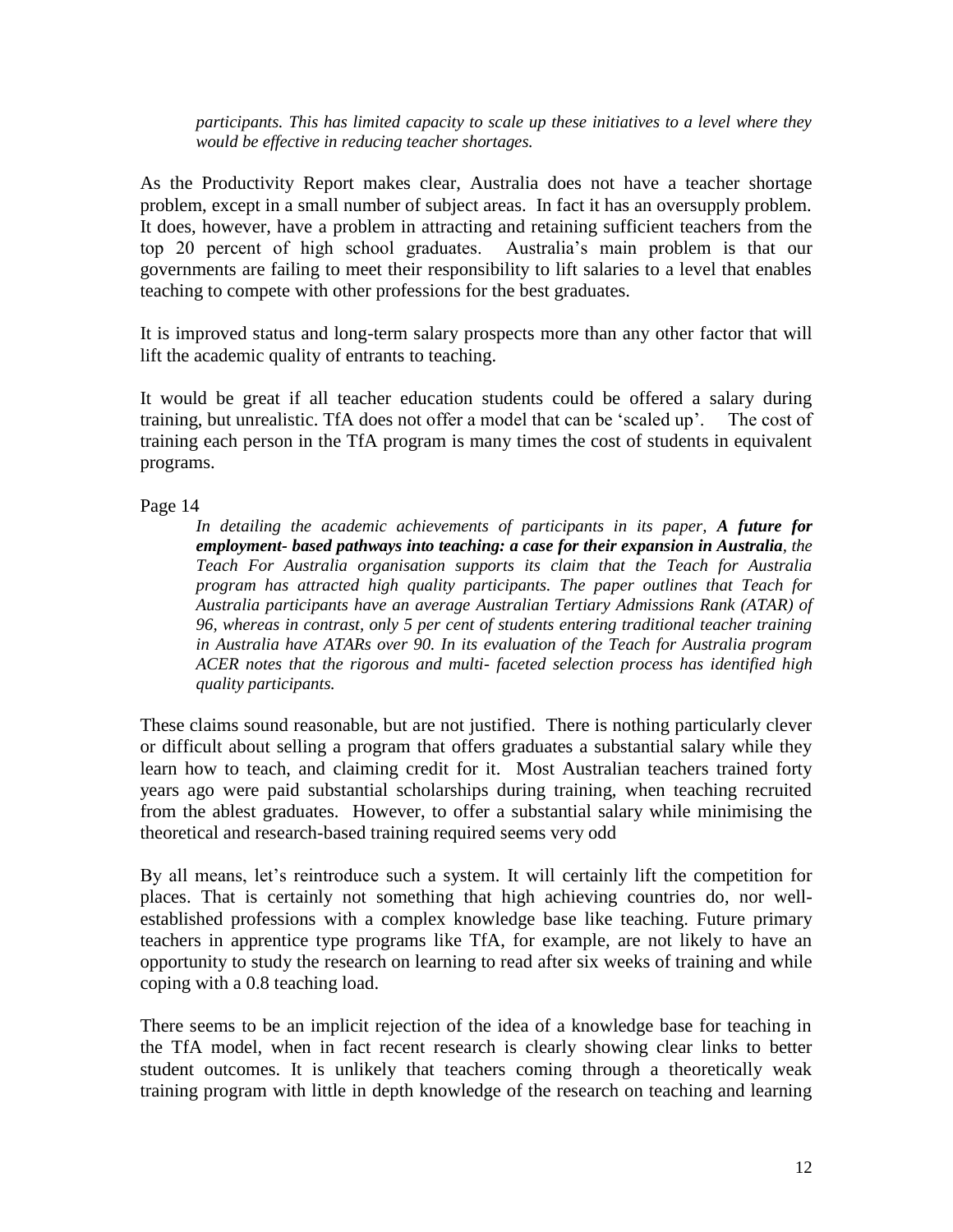*participants. This has limited capacity to scale up these initiatives to a level where they would be effective in reducing teacher shortages.*

As the Productivity Report makes clear, Australia does not have a teacher shortage problem, except in a small number of subject areas. In fact it has an oversupply problem. It does, however, have a problem in attracting and retaining sufficient teachers from the top 20 percent of high school graduates. Australia's main problem is that our governments are failing to meet their responsibility to lift salaries to a level that enables teaching to compete with other professions for the best graduates.

It is improved status and long-term salary prospects more than any other factor that will lift the academic quality of entrants to teaching.

It would be great if all teacher education students could be offered a salary during training, but unrealistic. TfA does not offer a model that can be 'scaled up'. The cost of training each person in the TfA program is many times the cost of students in equivalent programs.

Page 14

> *In detailing the academic achievements of participants in its paper, **A future for employment- based pathways into teaching: a case for their expansion in Australia**, the Teach For Australia organisation supports its claim that the Teach for Australia program has attracted high quality participants. The paper outlines that Teach for Australia participants have an average Australian Tertiary Admissions Rank (ATAR) of 96, whereas in contrast, only 5 per cent of students entering traditional teacher training in Australia have ATARs over 90. In its evaluation of the Teach for Australia program ACER notes that the rigorous and multi- faceted selection process has identified high quality participants.*

These claims sound reasonable, but are not justified. There is nothing particularly clever or difficult about selling a program that offers graduates a substantial salary while they learn how to teach, and claiming credit for it. Most Australian teachers trained forty years ago were paid substantial scholarships during training, when teaching recruited from the ablest graduates. However, to offer a substantial salary while minimising the theoretical and research-based training required seems very odd

By all means, let's reintroduce such a system. It will certainly lift the competition for places. That is certainly not something that high achieving countries do, nor well-established professions with a complex knowledge base like teaching. Future primary teachers in apprentice type programs like TfA, for example, are not likely to have an opportunity to study the research on learning to read after six weeks of training and while coping with a 0.8 teaching load.

There seems to be an implicit rejection of the idea of a knowledge base for teaching in the TfA model, when in fact recent research is clearly showing clear links to better student outcomes. It is unlikely that teachers coming through a theoretically weak training program with little in depth knowledge of the research on teaching and learning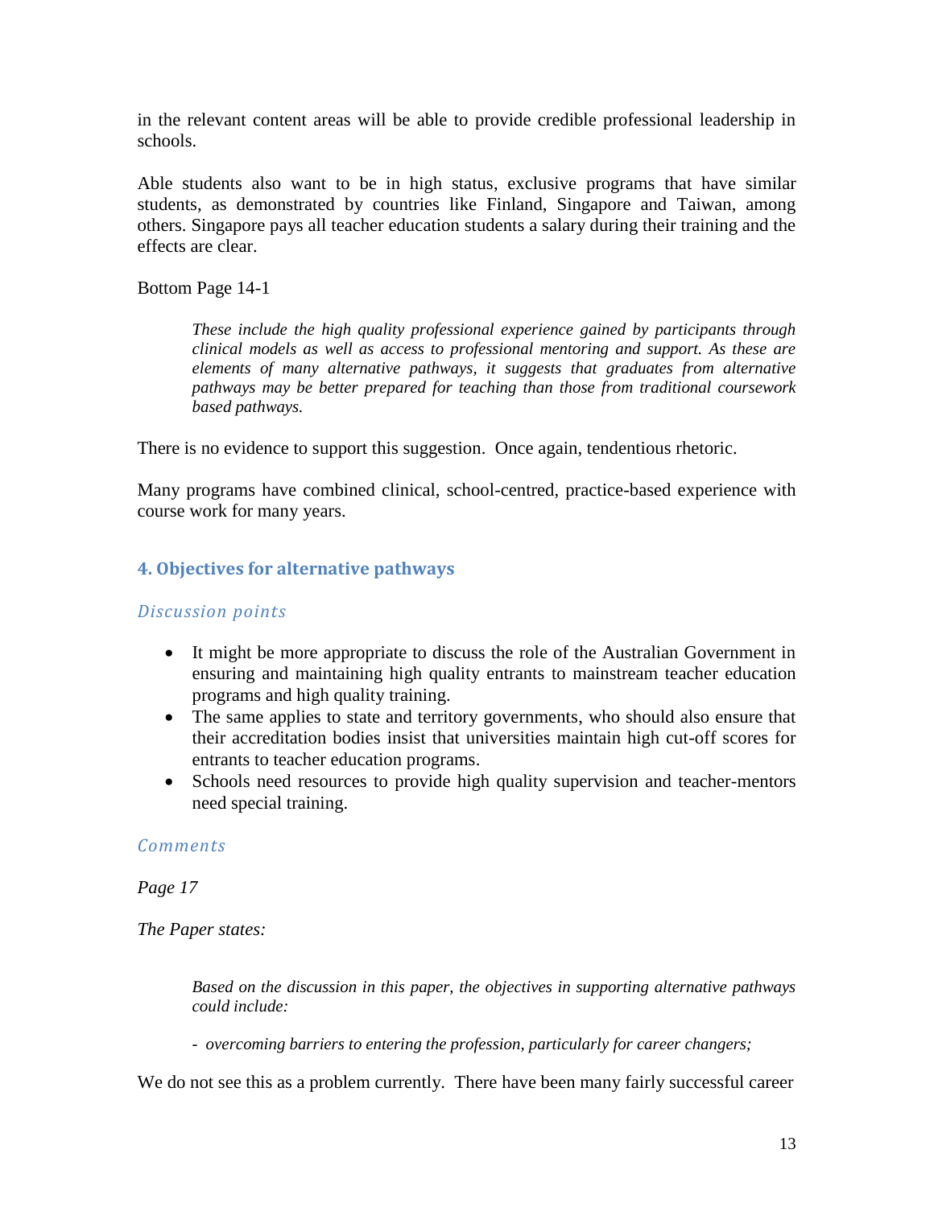in the relevant content areas will be able to provide credible professional leadership in schools.

Able students also want to be in high status, exclusive programs that have similar students, as demonstrated by countries like Finland, Singapore and Taiwan, among others. Singapore pays all teacher education students a salary during their training and the effects are clear.

Bottom Page 14-1

> *These include the high quality professional experience gained by participants through clinical models as well as access to professional mentoring and support. As these are elements of many alternative pathways, it suggests that graduates from alternative pathways may be better prepared for teaching than those from traditional coursework based pathways.*

There is no evidence to support this suggestion. Once again, tendentious rhetoric.

Many programs have combined clinical, school-centred, practice-based experience with course work for many years.

## 4. Objectives for alternative pathways

### *Discussion points*

- It might be more appropriate to discuss the role of the Australian Government in ensuring and maintaining high quality entrants to mainstream teacher education programs and high quality training.
- The same applies to state and territory governments, who should also ensure that their accreditation bodies insist that universities maintain high cut-off scores for entrants to teacher education programs.
- Schools need resources to provide high quality supervision and teacher-mentors need special training.

### *Comments*

*Page 17*

*The Paper states:*

> *Based on the discussion in this paper, the objectives in supporting alternative pathways could include:*
>
> - *overcoming barriers to entering the profession, particularly for career changers;*

We do not see this as a problem currently. There have been many fairly successful career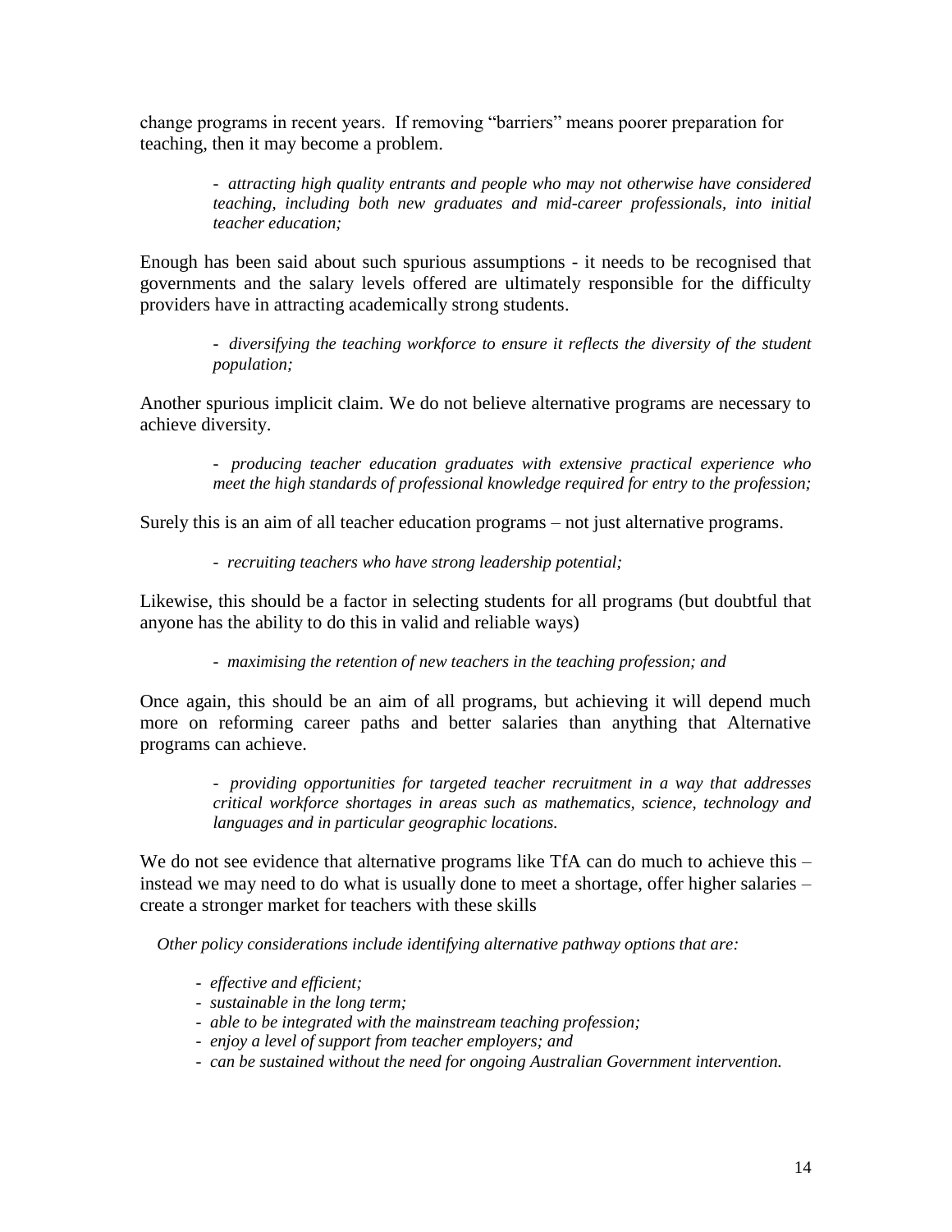change programs in recent years. If removing "barriers" means poorer preparation for teaching, then it may become a problem.

> - *attracting high quality entrants and people who may not otherwise have considered teaching, including both new graduates and mid-career professionals, into initial teacher education;*

Enough has been said about such spurious assumptions - it needs to be recognised that governments and the salary levels offered are ultimately responsible for the difficulty providers have in attracting academically strong students.

> - *diversifying the teaching workforce to ensure it reflects the diversity of the student population;*

Another spurious implicit claim. We do not believe alternative programs are necessary to achieve diversity.

> - *producing teacher education graduates with extensive practical experience who meet the high standards of professional knowledge required for entry to the profession;*

Surely this is an aim of all teacher education programs – not just alternative programs.

> - *recruiting teachers who have strong leadership potential;*

Likewise, this should be a factor in selecting students for all programs (but doubtful that anyone has the ability to do this in valid and reliable ways)

> - *maximising the retention of new teachers in the teaching profession; and*

Once again, this should be an aim of all programs, but achieving it will depend much more on reforming career paths and better salaries than anything that Alternative programs can achieve.

> - *providing opportunities for targeted teacher recruitment in a way that addresses critical workforce shortages in areas such as mathematics, science, technology and languages and in particular geographic locations.*

We do not see evidence that alternative programs like TfA can do much to achieve this – instead we may need to do what is usually done to meet a shortage, offer higher salaries – create a stronger market for teachers with these skills

*Other policy considerations include identifying alternative pathway options that are:*

- *effective and efficient;*
- *sustainable in the long term;*
- *able to be integrated with the mainstream teaching profession;*
- *enjoy a level of support from teacher employers; and*
- *can be sustained without the need for ongoing Australian Government intervention.*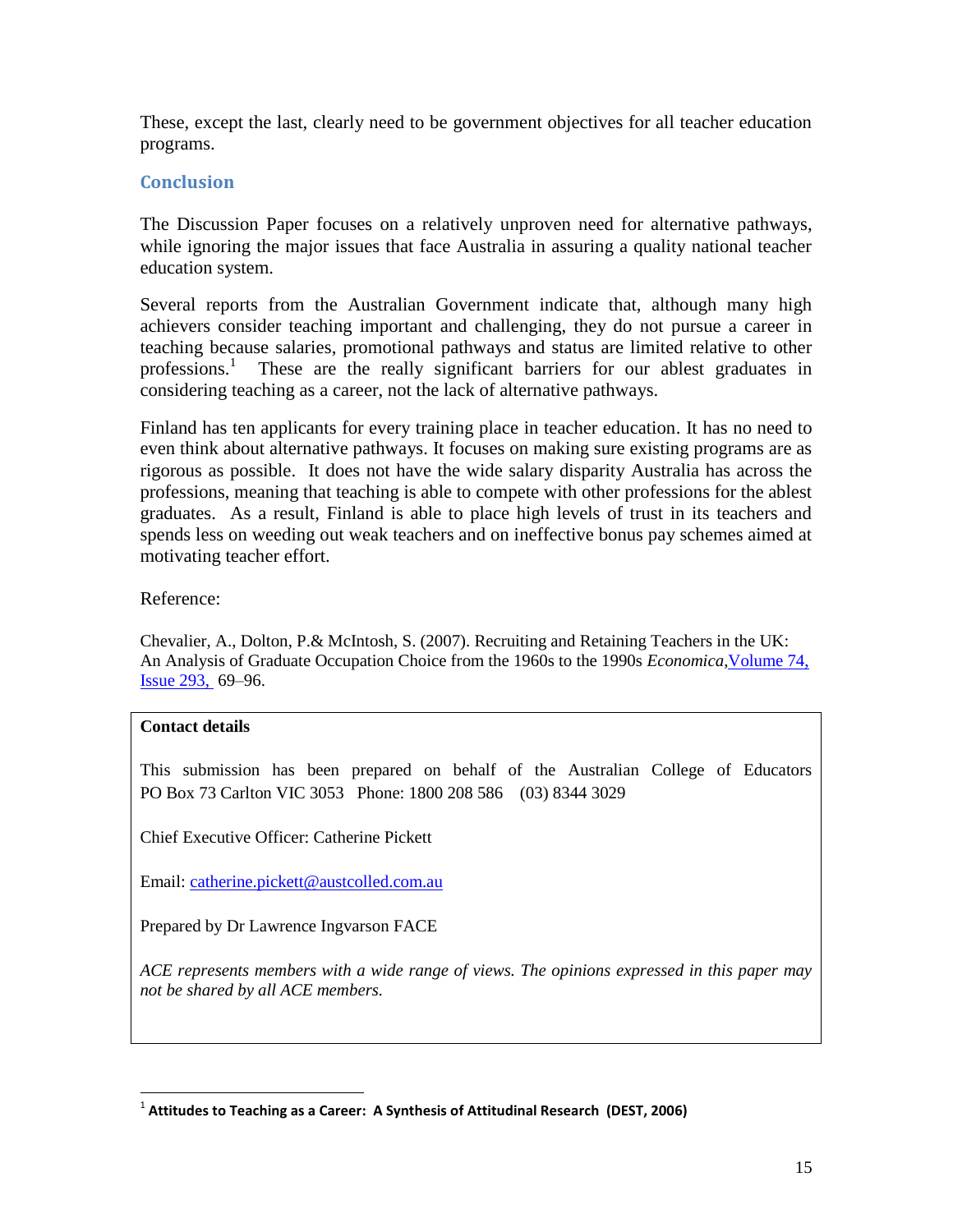These, except the last, clearly need to be government objectives for all teacher education programs.

## Conclusion

The Discussion Paper focuses on a relatively unproven need for alternative pathways, while ignoring the major issues that face Australia in assuring a quality national teacher education system.

Several reports from the Australian Government indicate that, although many high achievers consider teaching important and challenging, they do not pursue a career in teaching because salaries, promotional pathways and status are limited relative to other professions.[1] These are the really significant barriers for our ablest graduates in considering teaching as a career, not the lack of alternative pathways.

Finland has ten applicants for every training place in teacher education. It has no need to even think about alternative pathways. It focuses on making sure existing programs are as rigorous as possible. It does not have the wide salary disparity Australia has across the professions, meaning that teaching is able to compete with other professions for the ablest graduates. As a result, Finland is able to place high levels of trust in its teachers and spends less on weeding out weak teachers and on ineffective bonus pay schemes aimed at motivating teacher effort.

Reference:

Chevalier, A., Dolton, P.& McIntosh, S. (2007). Recruiting and Retaining Teachers in the UK: An Analysis of Graduate Occupation Choice from the 1960s to the 1990s *Economica*,Volume 74, Issue 293, 69–96.

**Contact details**

This submission has been prepared on behalf of the Australian College of Educators PO Box 73 Carlton VIC 3053 Phone: 1800 208 586 (03) 8344 3029

Chief Executive Officer: Catherine Pickett

Email: catherine.pickett@austcolled.com.au

Prepared by Dr Lawrence Ingvarson FACE

*ACE represents members with a wide range of views. The opinions expressed in this paper may not be shared by all ACE members.*

---

[1] **Attitudes to Teaching as a Career: A Synthesis of Attitudinal Research (DEST, 2006)**